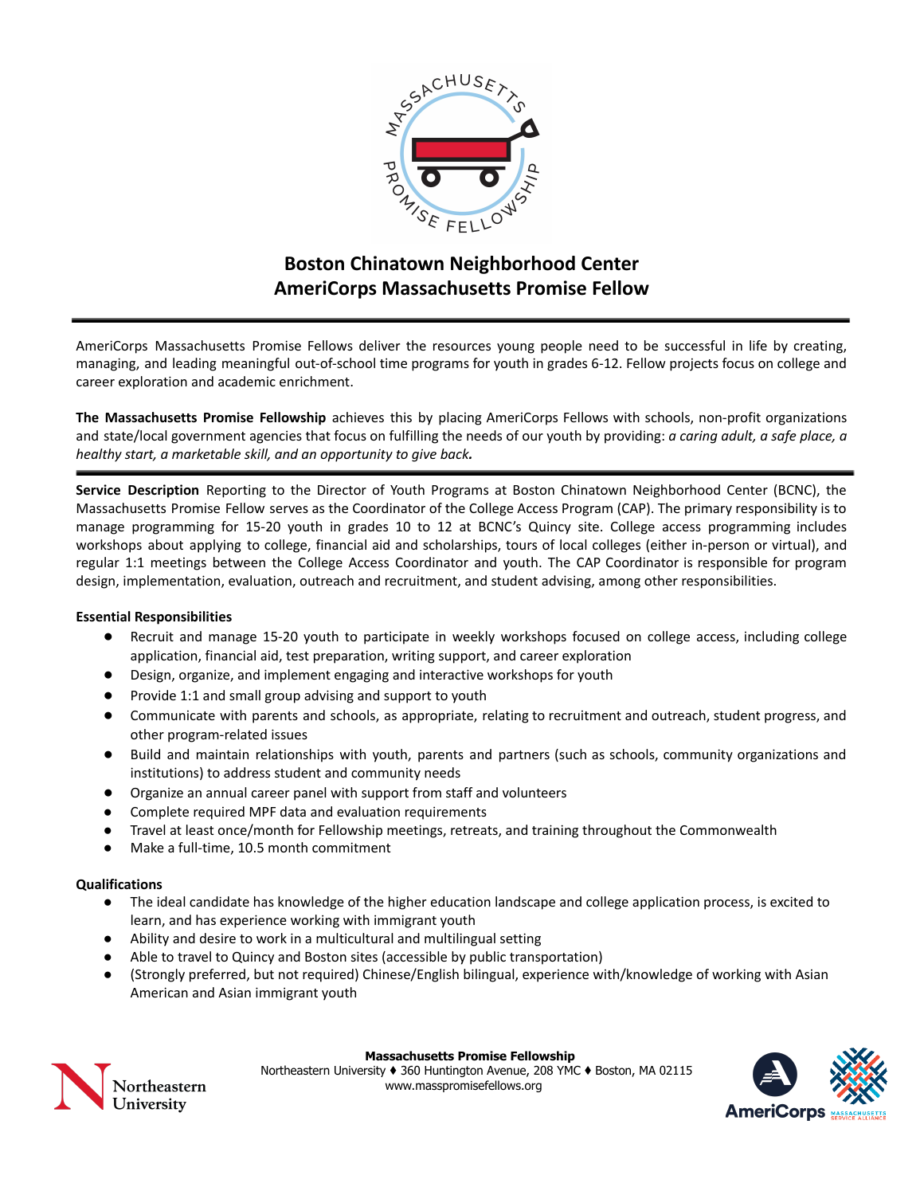# Boston Chinatown Neighborhood Center
# AmeriCorps Massachusetts Promise Fellow

---

AmeriCorps Massachusetts Promise Fellows deliver the resources young people need to be successful in life by creating, managing, and leading meaningful out-of-school time programs for youth in grades 6-12. Fellow projects focus on college and career exploration and academic enrichment.

**The Massachusetts Promise Fellowship** achieves this by placing AmeriCorps Fellows with schools, non-profit organizations and state/local government agencies that focus on fulfilling the needs of our youth by providing: *a caring adult, a safe place, a healthy start, a marketable skill, and an opportunity to give back.*

---

**Service Description** Reporting to the Director of Youth Programs at Boston Chinatown Neighborhood Center (BCNC), the Massachusetts Promise Fellow serves as the Coordinator of the College Access Program (CAP). The primary responsibility is to manage programming for 15-20 youth in grades 10 to 12 at BCNC's Quincy site. College access programming includes workshops about applying to college, financial aid and scholarships, tours of local colleges (either in-person or virtual), and regular 1:1 meetings between the College Access Coordinator and youth. The CAP Coordinator is responsible for program design, implementation, evaluation, outreach and recruitment, and student advising, among other responsibilities.

**Essential Responsibilities**

- Recruit and manage 15-20 youth to participate in weekly workshops focused on college access, including college application, financial aid, test preparation, writing support, and career exploration
- Design, organize, and implement engaging and interactive workshops for youth
- Provide 1:1 and small group advising and support to youth
- Communicate with parents and schools, as appropriate, relating to recruitment and outreach, student progress, and other program-related issues
- Build and maintain relationships with youth, parents and partners (such as schools, community organizations and institutions) to address student and community needs
- Organize an annual career panel with support from staff and volunteers
- Complete required MPF data and evaluation requirements
- Travel at least once/month for Fellowship meetings, retreats, and training throughout the Commonwealth
- Make a full-time, 10.5 month commitment

**Qualifications**

- The ideal candidate has knowledge of the higher education landscape and college application process, is excited to learn, and has experience working with immigrant youth
- Ability and desire to work in a multicultural and multilingual setting
- Able to travel to Quincy and Boston sites (accessible by public transportation)
- (Strongly preferred, but not required) Chinese/English bilingual, experience with/knowledge of working with Asian American and Asian immigrant youth

**Massachusetts Promise Fellowship**
Northeastern University ♦ 360 Huntington Avenue, 208 YMC ♦ Boston, MA 02115
www.masspromisefellows.org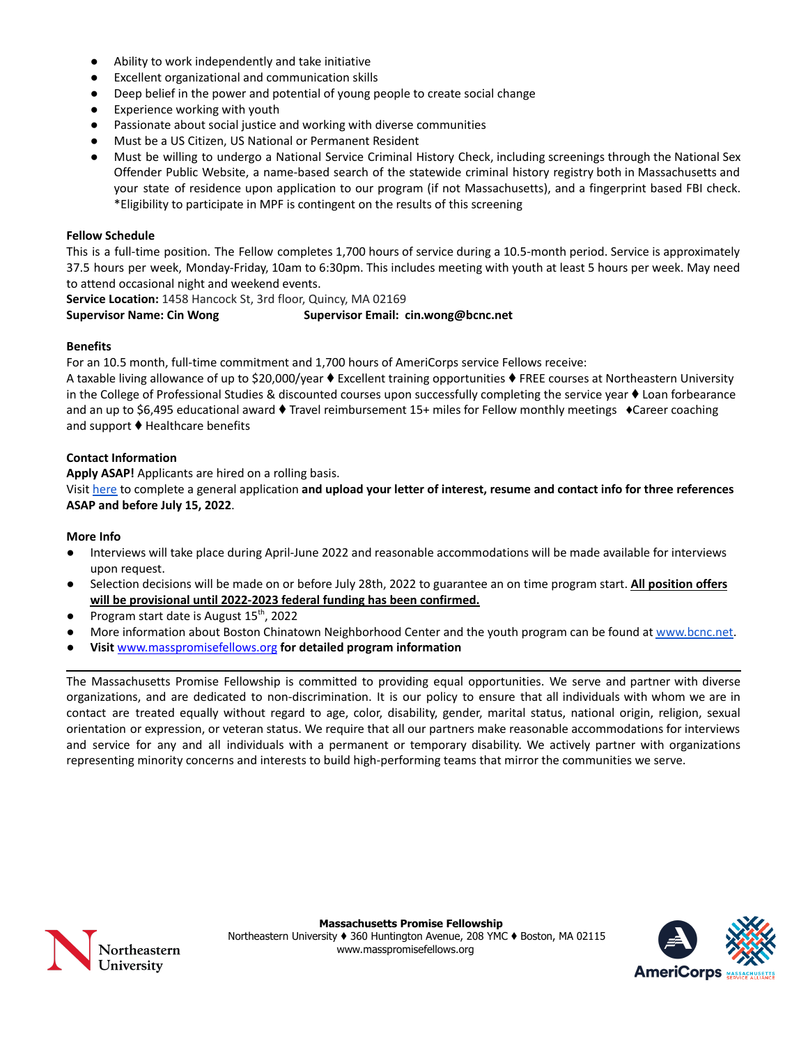- Ability to work independently and take initiative
- Excellent organizational and communication skills
- Deep belief in the power and potential of young people to create social change
- Experience working with youth
- Passionate about social justice and working with diverse communities
- Must be a US Citizen, US National or Permanent Resident
- Must be willing to undergo a National Service Criminal History Check, including screenings through the National Sex Offender Public Website, a name-based search of the statewide criminal history registry both in Massachusetts and your state of residence upon application to our program (if not Massachusetts), and a fingerprint based FBI check. *Eligibility to participate in MPF is contingent on the results of this screening

**Fellow Schedule**

This is a full-time position. The Fellow completes 1,700 hours of service during a 10.5-month period. Service is approximately 37.5 hours per week, Monday-Friday, 10am to 6:30pm. This includes meeting with youth at least 5 hours per week. May need to attend occasional night and weekend events.

**Service Location:** 1458 Hancock St, 3rd floor, Quincy, MA 02169

**Supervisor Name: Cin Wong** **Supervisor Email: cin.wong@bcnc.net**

**Benefits**

For an 10.5 month, full-time commitment and 1,700 hours of AmeriCorps service Fellows receive:

A taxable living allowance of up to $20,000/year ♦ Excellent training opportunities ♦ FREE courses at Northeastern University in the College of Professional Studies & discounted courses upon successfully completing the service year ♦ Loan forbearance and an up to $6,495 educational award ♦ Travel reimbursement 15+ miles for Fellow monthly meetings ♦Career coaching and support ♦ Healthcare benefits

**Contact Information**

**Apply ASAP!** Applicants are hired on a rolling basis.

Visit here to complete a general application **and upload your letter of interest, resume and contact info for three references ASAP and before July 15, 2022**.

**More Info**

- Interviews will take place during April-June 2022 and reasonable accommodations will be made available for interviews upon request.
- Selection decisions will be made on or before July 28th, 2022 to guarantee an on time program start. **All position offers will be provisional until 2022-2023 federal funding has been confirmed.**
- Program start date is August 15th, 2022
- More information about Boston Chinatown Neighborhood Center and the youth program can be found at www.bcnc.net.
- **Visit** www.masspromisefellows.org **for detailed program information**

---

The Massachusetts Promise Fellowship is committed to providing equal opportunities. We serve and partner with diverse organizations, and are dedicated to non-discrimination. It is our policy to ensure that all individuals with whom we are in contact are treated equally without regard to age, color, disability, gender, marital status, national origin, religion, sexual orientation or expression, or veteran status. We require that all our partners make reasonable accommodations for interviews and service for any and all individuals with a permanent or temporary disability. We actively partner with organizations representing minority concerns and interests to build high-performing teams that mirror the communities we serve.

**Massachusetts Promise Fellowship**
Northeastern University ♦ 360 Huntington Avenue, 208 YMC ♦ Boston, MA 02115
www.masspromisefellows.org